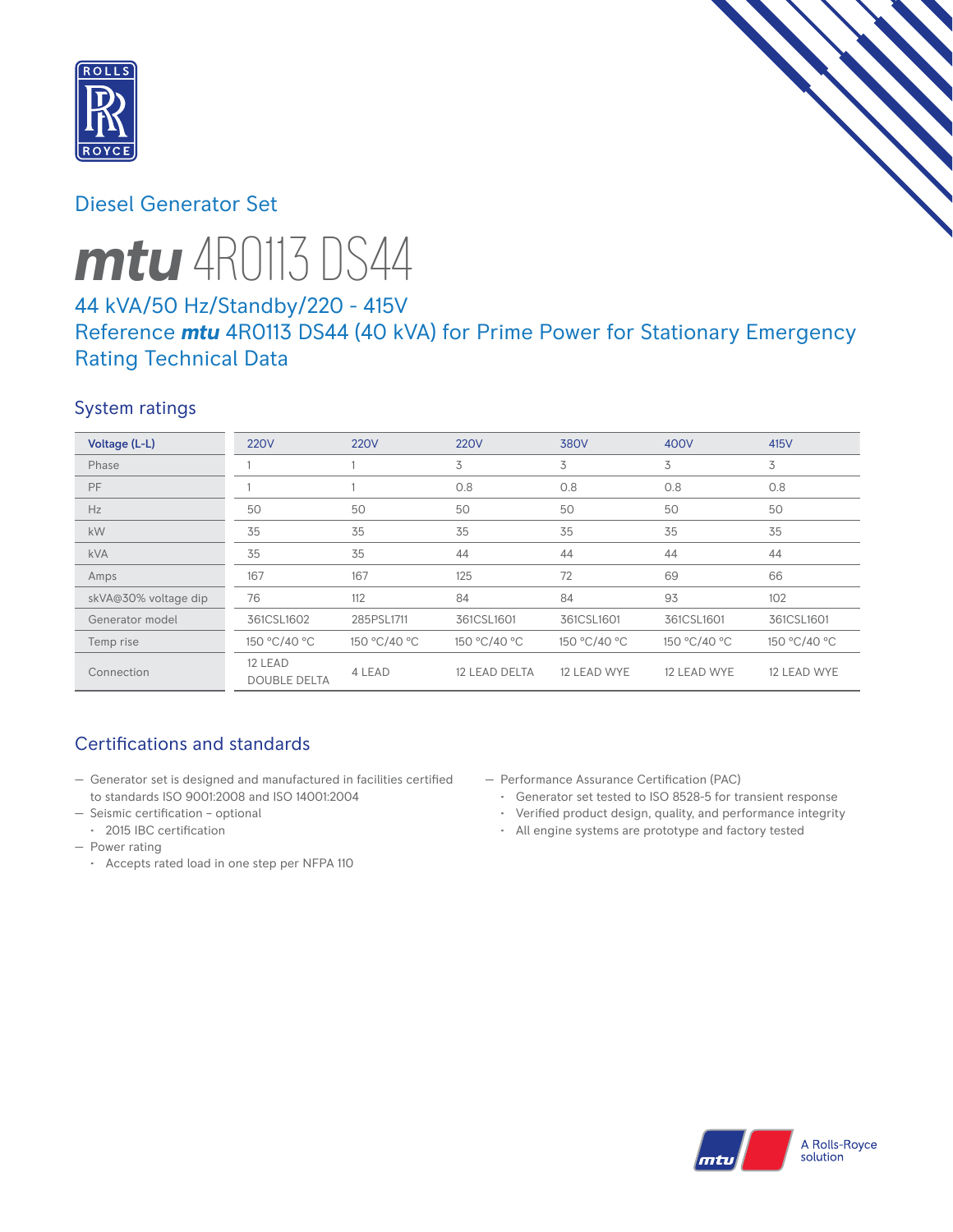Diesel Generator Set

# *mtu* 4R0113 DS44

## 44 kVA/50 Hz/Standby/220 - 415V
## Reference *mtu* 4R0113 DS44 (40 kVA) for Prime Power for Stationary Emergency Rating Technical Data

### System ratings

| Voltage (L-L) | 220V | 220V | 220V | 380V | 400V | 415V |
|---|---|---|---|---|---|---|
| Phase | 1 | 1 | 3 | 3 | 3 | 3 |
| PF | 1 | 1 | 0.8 | 0.8 | 0.8 | 0.8 |
| Hz | 50 | 50 | 50 | 50 | 50 | 50 |
| kW | 35 | 35 | 35 | 35 | 35 | 35 |
| kVA | 35 | 35 | 44 | 44 | 44 | 44 |
| Amps | 167 | 167 | 125 | 72 | 69 | 66 |
| skVA@30% voltage dip | 76 | 112 | 84 | 84 | 93 | 102 |
| Generator model | 361CSL1602 | 285PSL1711 | 361CSL1601 | 361CSL1601 | 361CSL1601 | 361CSL1601 |
| Temp rise | 150 °C/40 °C | 150 °C/40 °C | 150 °C/40 °C | 150 °C/40 °C | 150 °C/40 °C | 150 °C/40 °C |
| Connection | 12 LEAD DOUBLE DELTA | 4 LEAD | 12 LEAD DELTA | 12 LEAD WYE | 12 LEAD WYE | 12 LEAD WYE |

### Certifications and standards

- Generator set is designed and manufactured in facilities certified to standards ISO 9001:2008 and ISO 14001:2004
- Seismic certification – optional
  - 2015 IBC certification
- Power rating
  - Accepts rated load in one step per NFPA 110
- Performance Assurance Certification (PAC)
  - Generator set tested to ISO 8528-5 for transient response
  - Verified product design, quality, and performance integrity
  - All engine systems are prototype and factory tested

A Rolls-Royce solution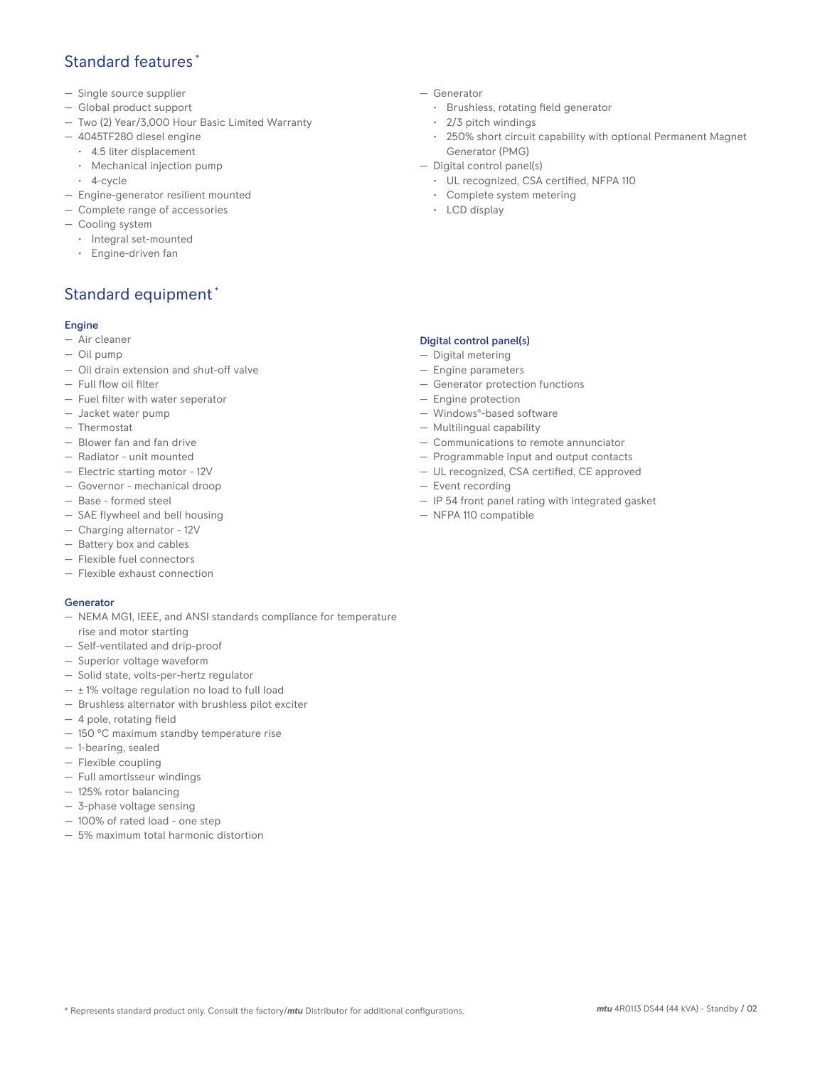## Standard features *

- Single source supplier
- Global product support
- Two (2) Year/3,000 Hour Basic Limited Warranty
- 4045TF280 diesel engine
  - 4.5 liter displacement
  - Mechanical injection pump
  - 4-cycle
- Engine-generator resilient mounted
- Complete range of accessories
- Cooling system
  - Integral set-mounted
  - Engine-driven fan
- Generator
  - Brushless, rotating field generator
  - 2/3 pitch windings
  - 250% short circuit capability with optional Permanent Magnet Generator (PMG)
- Digital control panel(s)
  - UL recognized, CSA certified, NFPA 110
  - Complete system metering
  - LCD display

## Standard equipment *

### Engine

- Air cleaner
- Oil pump
- Oil drain extension and shut-off valve
- Full flow oil filter
- Fuel filter with water seperator
- Jacket water pump
- Thermostat
- Blower fan and fan drive
- Radiator - unit mounted
- Electric starting motor - 12V
- Governor - mechanical droop
- Base - formed steel
- SAE flywheel and bell housing
- Charging alternator - 12V
- Battery box and cables
- Flexible fuel connectors
- Flexible exhaust connection

### Generator

- NEMA MG1, IEEE, and ANSI standards compliance for temperature rise and motor starting
- Self-ventilated and drip-proof
- Superior voltage waveform
- Solid state, volts-per-hertz regulator
- ± 1% voltage regulation no load to full load
- Brushless alternator with brushless pilot exciter
- 4 pole, rotating field
- 150 °C maximum standby temperature rise
- 1-bearing, sealed
- Flexible coupling
- Full amortisseur windings
- 125% rotor balancing
- 3-phase voltage sensing
- 100% of rated load - one step
- 5% maximum total harmonic distortion

### Digital control panel(s)

- Digital metering
- Engine parameters
- Generator protection functions
- Engine protection
- Windows®-based software
- Multilingual capability
- Communications to remote annunciator
- Programmable input and output contacts
- UL recognized, CSA certified, CE approved
- Event recording
- IP 54 front panel rating with integrated gasket
- NFPA 110 compatible

* Represents standard product only. Consult the factory/*mtu* Distributor for additional configurations.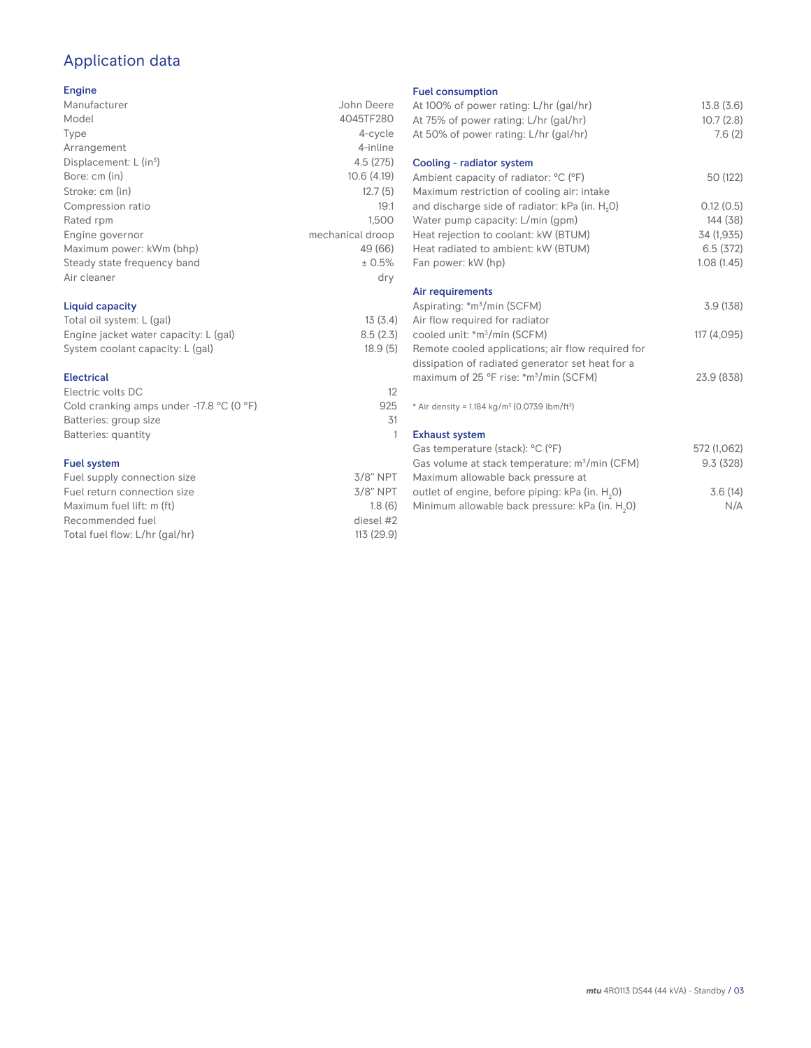# Application data

## Engine

| | |
|---|---|
| Manufacturer | John Deere |
| Model | 4045TF280 |
| Type | 4-cycle |
| Arrangement | 4-inline |
| Displacement: L ($in^3$) | 4.5 (275) |
| Bore: cm (in) | 10.6 (4.19) |
| Stroke: cm (in) | 12.7 (5) |
| Compression ratio | 19:1 |
| Rated rpm | 1,500 |
| Engine governor | mechanical droop |
| Maximum power: kWm (bhp) | 49 (66) |
| Steady state frequency band | ± 0.5% |
| Air cleaner | dry |

## Liquid capacity

| | |
|---|---|
| Total oil system: L (gal) | 13 (3.4) |
| Engine jacket water capacity: L (gal) | 8.5 (2.3) |
| System coolant capacity: L (gal) | 18.9 (5) |

## Electrical

| | |
|---|---|
| Electric volts DC | 12 |
| Cold cranking amps under -17.8 °C (0 °F) | 925 |
| Batteries: group size | 31 |
| Batteries: quantity | 1 |

## Fuel system

| | |
|---|---|
| Fuel supply connection size | 3/8" NPT |
| Fuel return connection size | 3/8" NPT |
| Maximum fuel lift: m (ft) | 1.8 (6) |
| Recommended fuel | diesel #2 |
| Total fuel flow: L/hr (gal/hr) | 113 (29.9) |

## Fuel consumption

| | |
|---|---|
| At 100% of power rating: L/hr (gal/hr) | 13.8 (3.6) |
| At 75% of power rating: L/hr (gal/hr) | 10.7 (2.8) |
| At 50% of power rating: L/hr (gal/hr) | 7.6 (2) |

## Cooling - radiator system

| | |
|---|---|
| Ambient capacity of radiator: °C (°F) | 50 (122) |
| Maximum restriction of cooling air: intake and discharge side of radiator: kPa (in. $H_2O$) | 0.12 (0.5) |
| Water pump capacity: L/min (gpm) | 144 (38) |
| Heat rejection to coolant: kW (BTUM) | 34 (1,935) |
| Heat radiated to ambient: kW (BTUM) | 6.5 (372) |
| Fan power: kW (hp) | 1.08 (1.45) |

## Air requirements

| | |
|---|---|
| Aspirating: *$m^3$/min (SCFM) | 3.9 (138) |
| Air flow required for radiator cooled unit: *$m^3$/min (SCFM) | 117 (4,095) |
| Remote cooled applications; air flow required for dissipation of radiated generator set heat for a maximum of 25 °F rise: *$m^3$/min (SCFM) | 23.9 (838) |

* Air density = 1.184 kg/$m^3$ (0.0739 lbm/$ft^3$)

## Exhaust system

| | |
|---|---|
| Gas temperature (stack): °C (°F) | 572 (1,062) |
| Gas volume at stack temperature: $m^3$/min (CFM) | 9.3 (328) |
| Maximum allowable back pressure at outlet of engine, before piping: kPa (in. $H_2O$) | 3.6 (14) |
| Minimum allowable back pressure: kPa (in. $H_2O$) | N/A |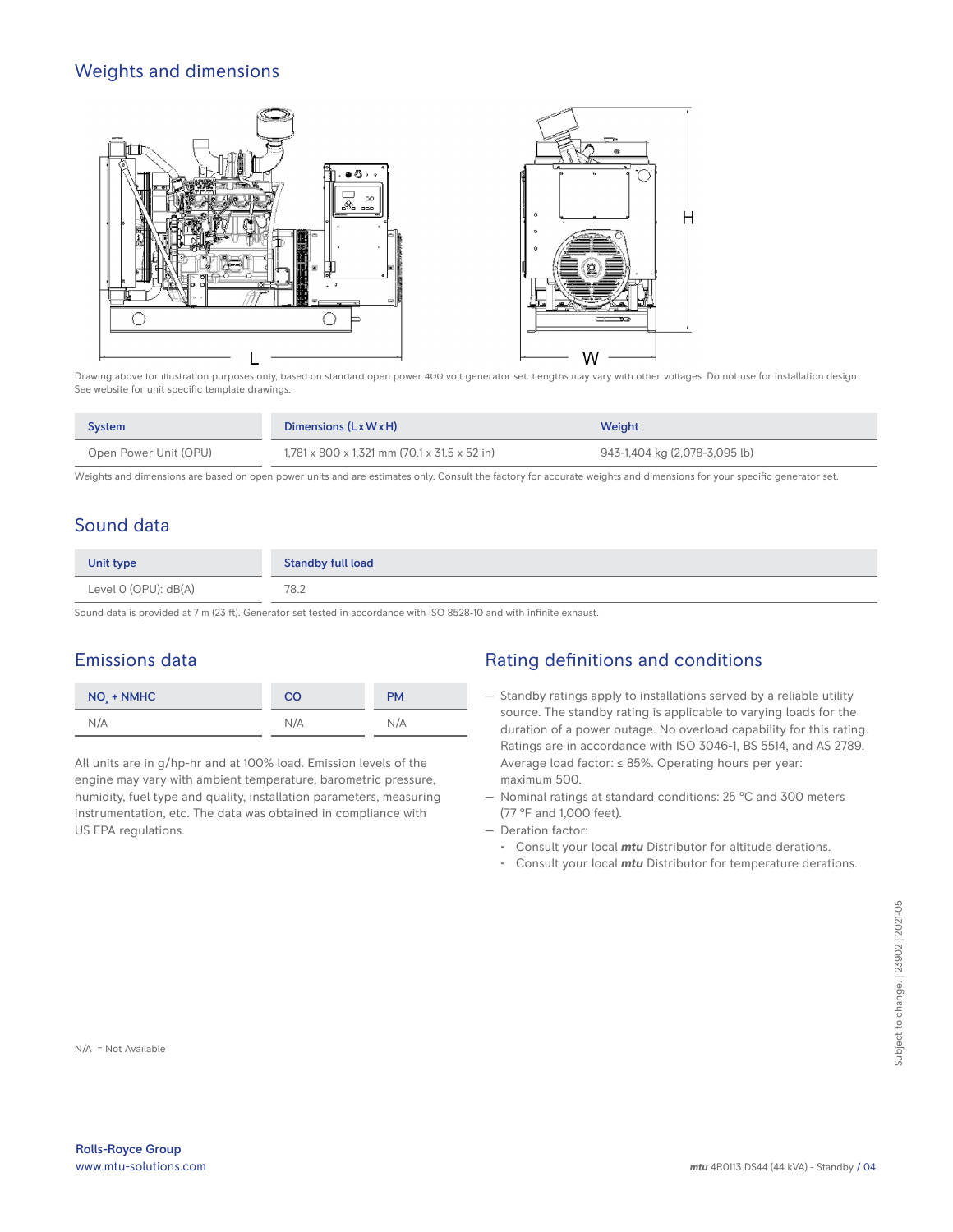## Weights and dimensions

L

W

H

Drawing above for illustration purposes only, based on standard open power 400 volt generator set. Lengths may vary with other voltages. Do not use for installation design. See website for unit specific template drawings.

| System | Dimensions (L x W x H) | Weight |
|---|---|---|
| Open Power Unit (OPU) | 1,781 x 800 x 1,321 mm (70.1 x 31.5 x 52 in) | 943-1,404 kg (2,078-3,095 lb) |

Weights and dimensions are based on open power units and are estimates only. Consult the factory for accurate weights and dimensions for your specific generator set.

## Sound data

| Unit type | Standby full load |
|---|---|
| Level 0 (OPU): dB(A) | 78.2 |

Sound data is provided at 7 m (23 ft). Generator set tested in accordance with ISO 8528-10 and with infinite exhaust.

## Emissions data

| $NO_x$ + NMHC | CO | PM |
|---|---|---|
| N/A | N/A | N/A |

All units are in g/hp-hr and at 100% load. Emission levels of the engine may vary with ambient temperature, barometric pressure, humidity, fuel type and quality, installation parameters, measuring instrumentation, etc. The data was obtained in compliance with US EPA regulations.

## Rating definitions and conditions

- Standby ratings apply to installations served by a reliable utility source. The standby rating is applicable to varying loads for the duration of a power outage. No overload capability for this rating. Ratings are in accordance with ISO 3046-1, BS 5514, and AS 2789. Average load factor: ≤ 85%. Operating hours per year: maximum 500.
- Nominal ratings at standard conditions: 25 °C and 300 meters (77 °F and 1,000 feet).
- Deration factor:
  - Consult your local ***mtu*** Distributor for altitude derations.
  - Consult your local ***mtu*** Distributor for temperature derations.

N/A = Not Available

Subject to change. | 23902 | 2021-05

Rolls-Royce Group
www.mtu-solutions.com

***mtu*** 4R0113 DS44 (44 kVA) - Standby